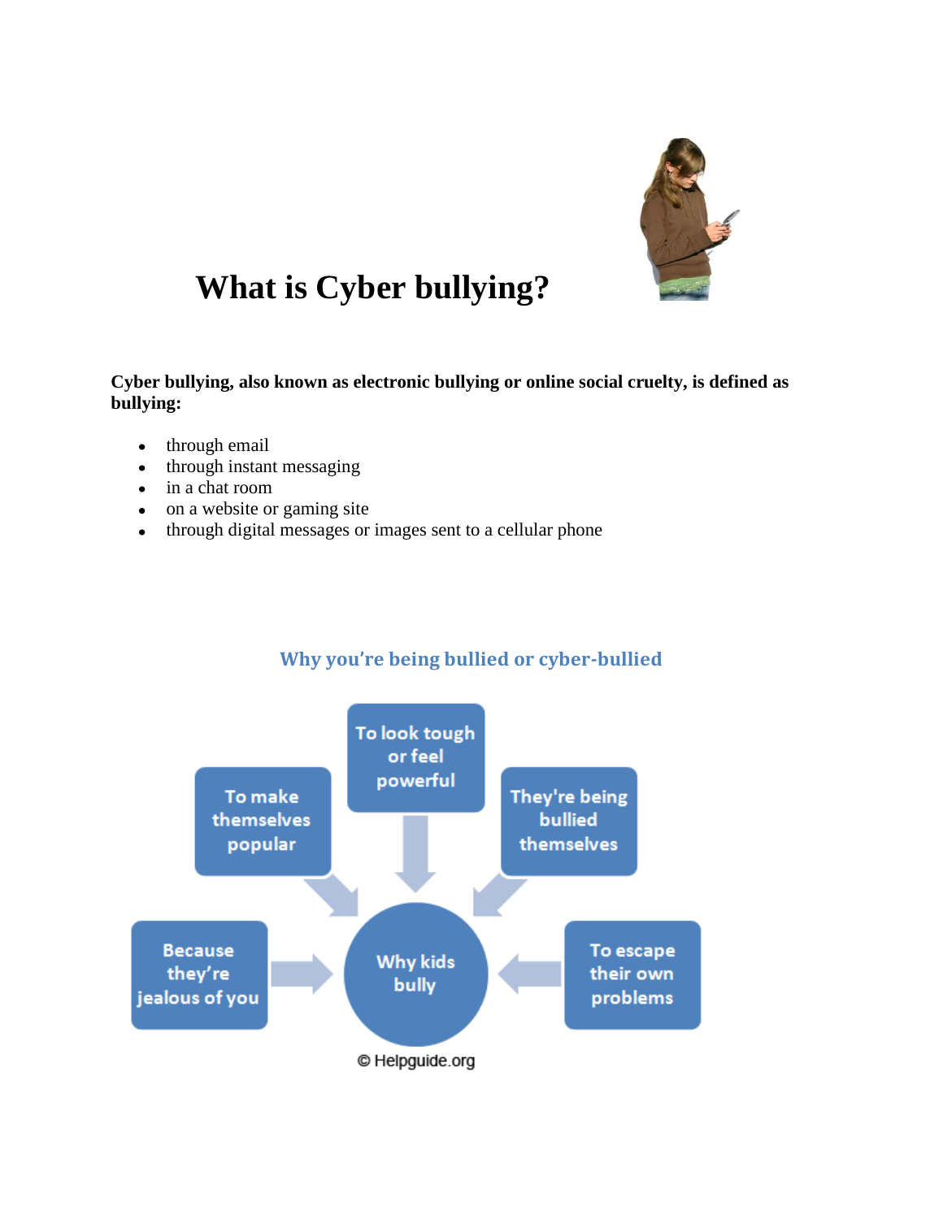# What is Cyber bullying?

**Cyber bullying, also known as electronic bullying or online social cruelty, is defined as bullying:**

- through email
- through instant messaging
- in a chat room
- on a website or gaming site
- through digital messages or images sent to a cellular phone

## Why you're being bullied or cyber-bullied

Why kids bully:

- To make themselves popular
- To look tough or feel powerful
- They're being bullied themselves
- Because they're jealous of you
- To escape their own problems

© Helpguide.org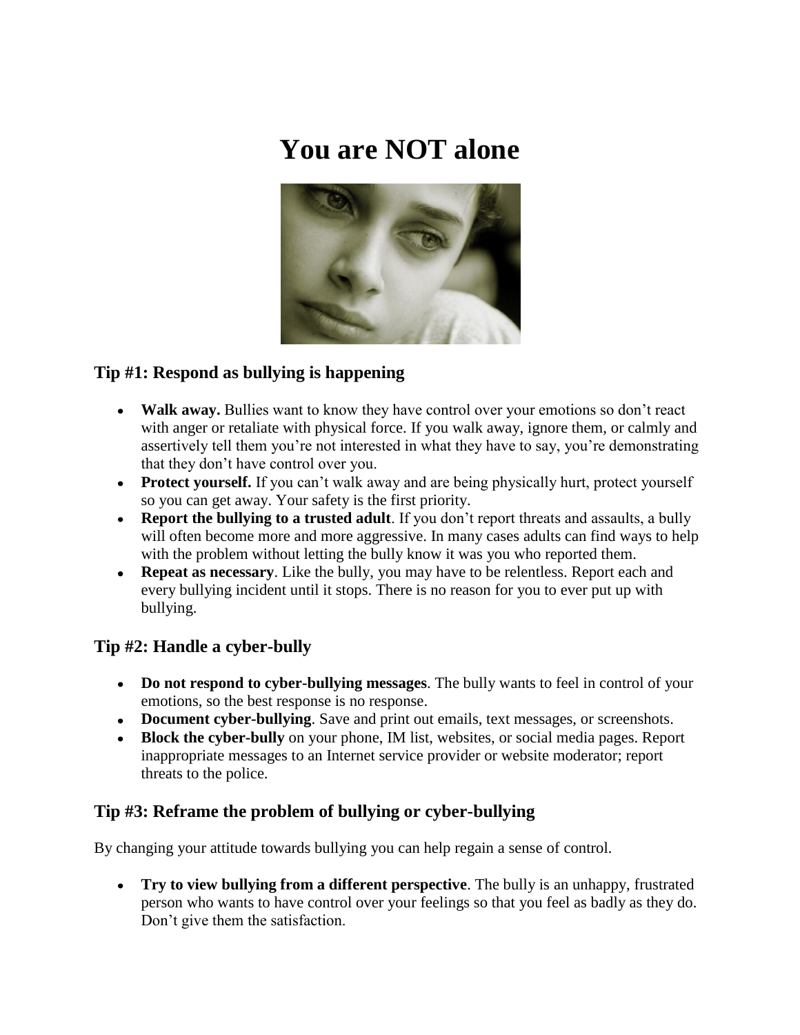# You are NOT alone

## Tip #1: Respond as bullying is happening

- **Walk away.** Bullies want to know they have control over your emotions so don't react with anger or retaliate with physical force. If you walk away, ignore them, or calmly and assertively tell them you're not interested in what they have to say, you're demonstrating that they don't have control over you.
- **Protect yourself.** If you can't walk away and are being physically hurt, protect yourself so you can get away. Your safety is the first priority.
- **Report the bullying to a trusted adult**. If you don't report threats and assaults, a bully will often become more and more aggressive. In many cases adults can find ways to help with the problem without letting the bully know it was you who reported them.
- **Repeat as necessary**. Like the bully, you may have to be relentless. Report each and every bullying incident until it stops. There is no reason for you to ever put up with bullying.

## Tip #2: Handle a cyber-bully

- **Do not respond to cyber-bullying messages**. The bully wants to feel in control of your emotions, so the best response is no response.
- **Document cyber-bullying**. Save and print out emails, text messages, or screenshots.
- **Block the cyber-bully** on your phone, IM list, websites, or social media pages. Report inappropriate messages to an Internet service provider or website moderator; report threats to the police.

## Tip #3: Reframe the problem of bullying or cyber-bullying

By changing your attitude towards bullying you can help regain a sense of control.

- **Try to view bullying from a different perspective**. The bully is an unhappy, frustrated person who wants to have control over your feelings so that you feel as badly as they do. Don't give them the satisfaction.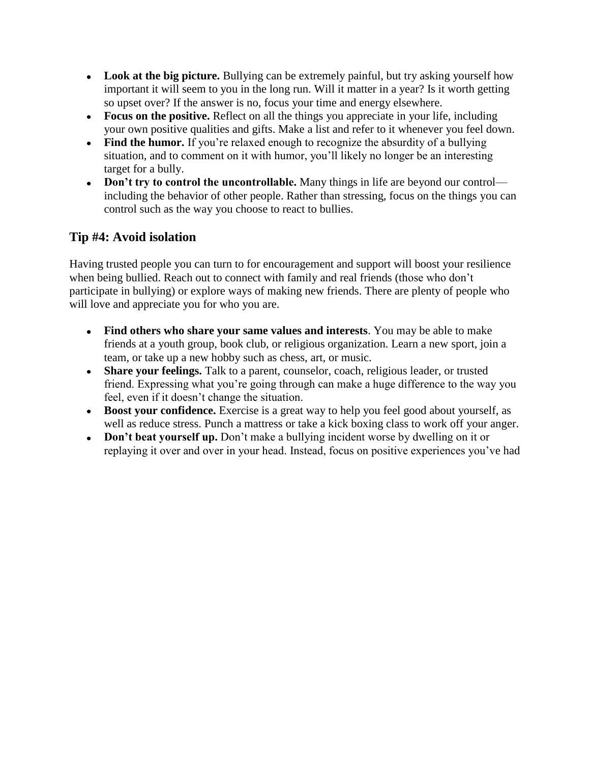- **Look at the big picture.** Bullying can be extremely painful, but try asking yourself how important it will seem to you in the long run. Will it matter in a year? Is it worth getting so upset over? If the answer is no, focus your time and energy elsewhere.
- **Focus on the positive.** Reflect on all the things you appreciate in your life, including your own positive qualities and gifts. Make a list and refer to it whenever you feel down.
- **Find the humor.** If you're relaxed enough to recognize the absurdity of a bullying situation, and to comment on it with humor, you'll likely no longer be an interesting target for a bully.
- **Don't try to control the uncontrollable.** Many things in life are beyond our control—including the behavior of other people. Rather than stressing, focus on the things you can control such as the way you choose to react to bullies.

## Tip #4: Avoid isolation

Having trusted people you can turn to for encouragement and support will boost your resilience when being bullied. Reach out to connect with family and real friends (those who don't participate in bullying) or explore ways of making new friends. There are plenty of people who will love and appreciate you for who you are.

- **Find others who share your same values and interests**. You may be able to make friends at a youth group, book club, or religious organization. Learn a new sport, join a team, or take up a new hobby such as chess, art, or music.
- **Share your feelings.** Talk to a parent, counselor, coach, religious leader, or trusted friend. Expressing what you're going through can make a huge difference to the way you feel, even if it doesn't change the situation.
- **Boost your confidence.** Exercise is a great way to help you feel good about yourself, as well as reduce stress. Punch a mattress or take a kick boxing class to work off your anger.
- **Don't beat yourself up.** Don't make a bullying incident worse by dwelling on it or replaying it over and over in your head. Instead, focus on positive experiences you've had